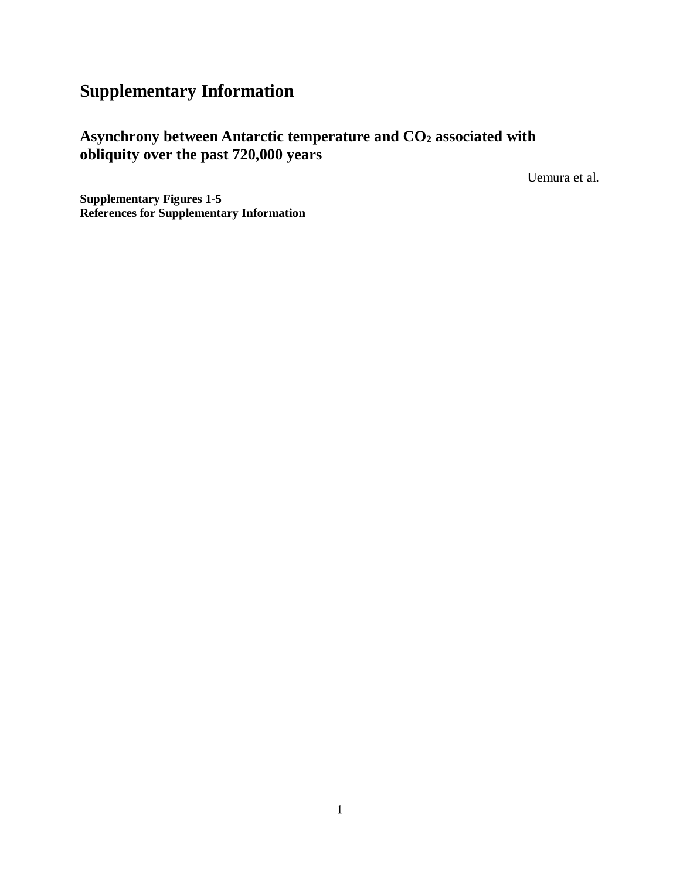# Supplementary Information

## Asynchrony between Antarctic temperature and $CO_2$ associated with obliquity over the past 720,000 years

Uemura et al.

**Supplementary Figures 1-5**
**References for Supplementary Information**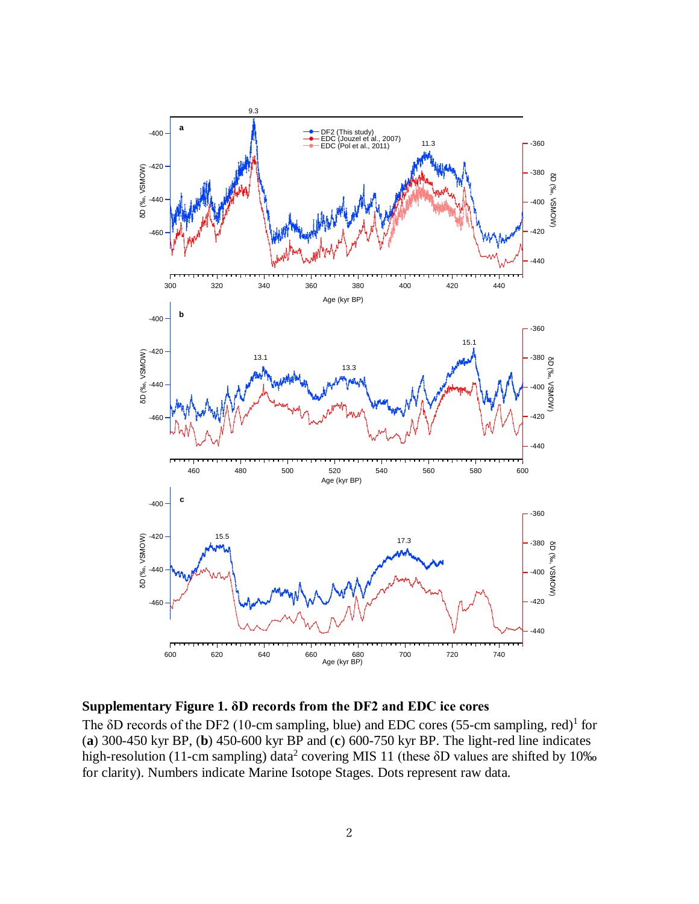**Supplementary Figure 1. δD records from the DF2 and EDC ice cores**

The δD records of the DF2 (10-cm sampling, blue) and EDC cores (55-cm sampling, red)[1] for (**a**) 300-450 kyr BP, (**b**) 450-600 kyr BP and (**c**) 600-750 kyr BP. The light-red line indicates high-resolution (11-cm sampling) data[2] covering MIS 11 (these δD values are shifted by 10‰ for clarity). Numbers indicate Marine Isotope Stages. Dots represent raw data.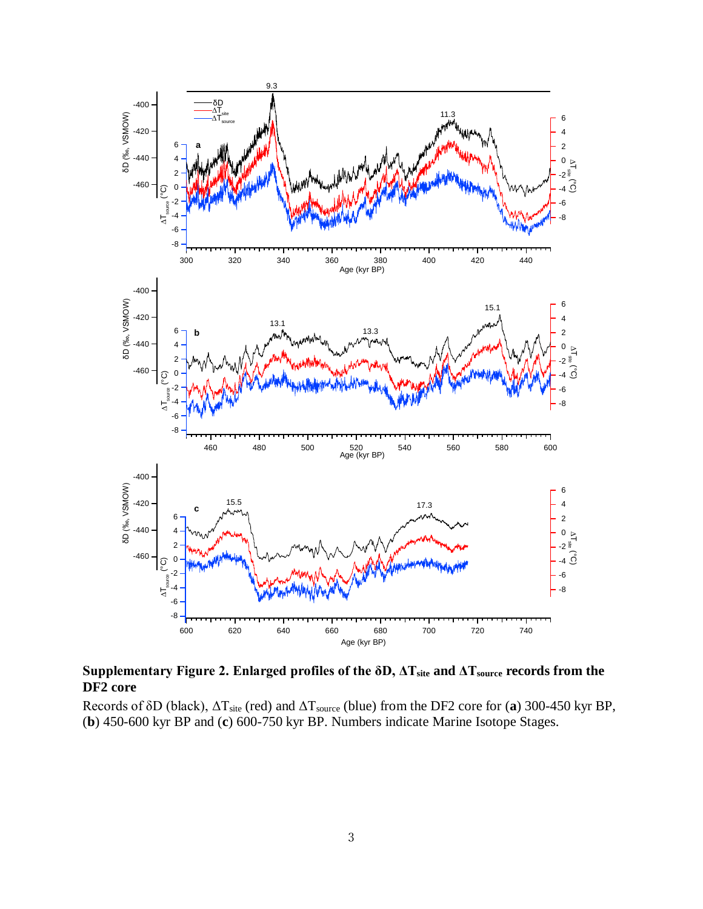**Supplementary Figure 2. Enlarged profiles of the δD, $\Delta T_{site}$ and $\Delta T_{source}$ records from the DF2 core**

Records of δD (black), $\Delta T_{site}$ (red) and $\Delta T_{source}$ (blue) from the DF2 core for (**a**) 300-450 kyr BP, (**b**) 450-600 kyr BP and (**c**) 600-750 kyr BP. Numbers indicate Marine Isotope Stages.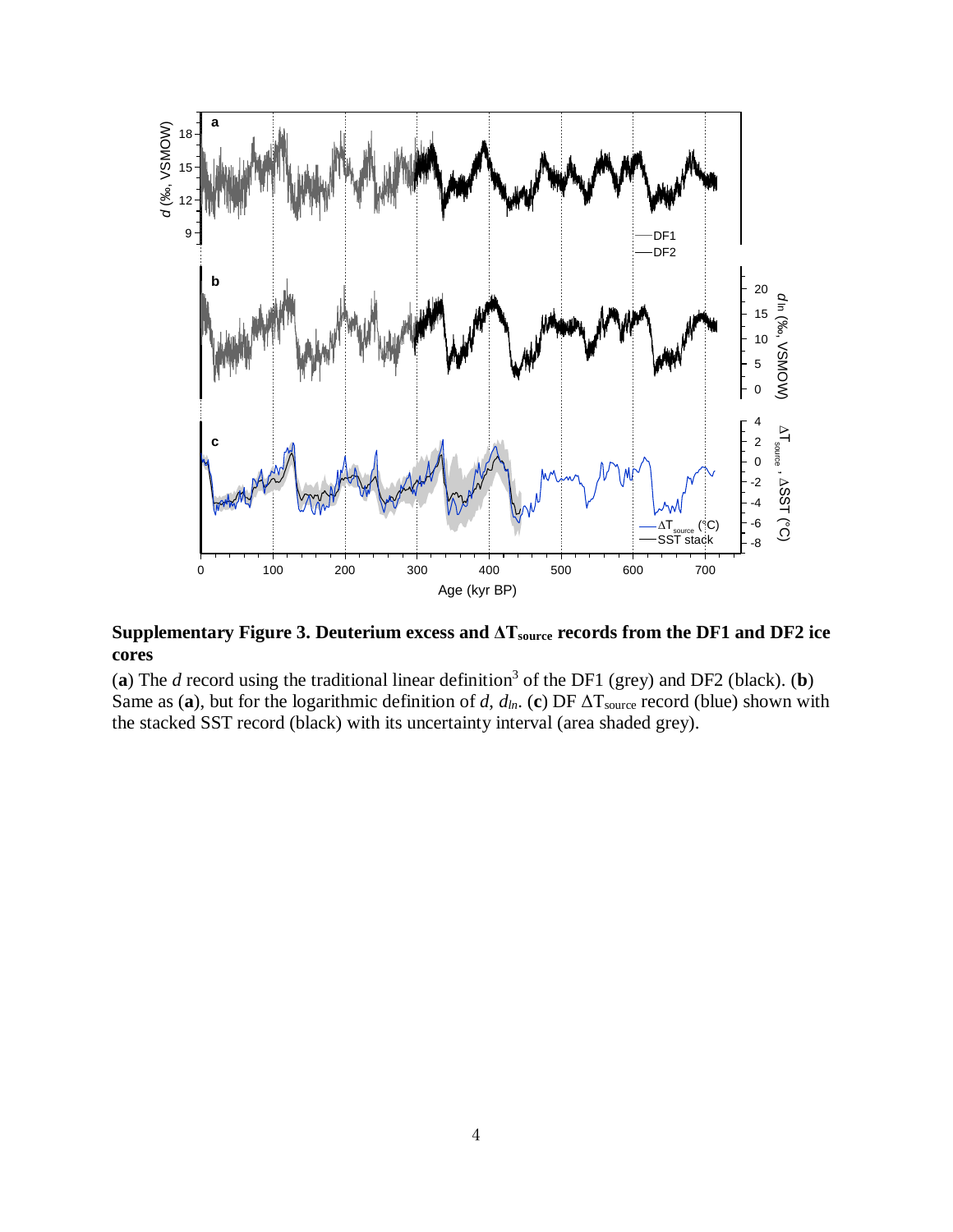**Supplementary Figure 3. Deuterium excess and $\Delta T_{source}$ records from the DF1 and DF2 ice cores**

(**a**) The *d* record using the traditional linear definition[3] of the DF1 (grey) and DF2 (black). (**b**) Same as (**a**), but for the logarithmic definition of *d*, $d_{ln}$. (**c**) DF $\Delta T_{source}$ record (blue) shown with the stacked SST record (black) with its uncertainty interval (area shaded grey).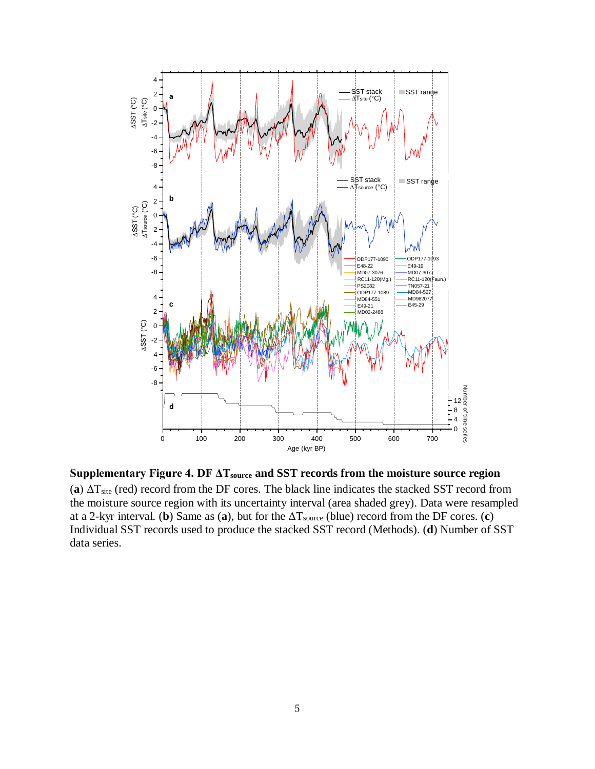**Supplementary Figure 4. DF $\Delta T_{source}$ and SST records from the moisture source region**

(**a**) $\Delta T_{site}$ (red) record from the DF cores. The black line indicates the stacked SST record from the moisture source region with its uncertainty interval (area shaded grey). Data were resampled at a 2-kyr interval. (**b**) Same as (**a**), but for the $\Delta T_{source}$ (blue) record from the DF cores. (**c**) Individual SST records used to produce the stacked SST record (Methods). (**d**) Number of SST data series.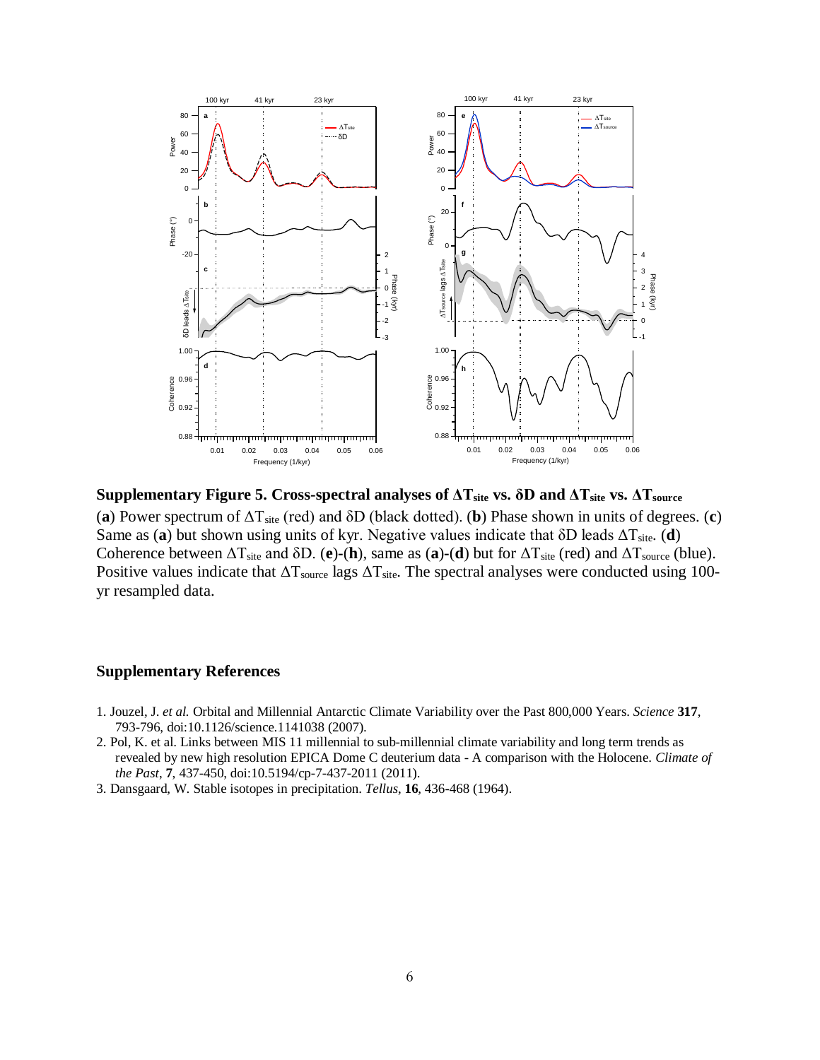100 kyr
41 kyr
23 kyr

a
Power
80
60
40
20
0
$\Delta T_{site}$
δD

b
Phase (°)
0
-20

c
δD leads $\Delta T_{site}$
Phase (kyr)
2
1
0
-1
-2
-3

d
Coherence
1.00
0.96
0.92
0.88
0.01
0.02
0.03
0.04
0.05
0.06
Frequency (1/kyr)

e
Power
80
60
40
20
0
$\Delta T_{site}$
$\Delta T_{source}$

f
Phase (°)
20
0

g
$\Delta T_{source}$ lags $\Delta T_{site}$
Phase (kyr)
4
3
2
1
0
-1

h
Coherence
1.00
0.96
0.92
0.88
0.01
0.02
0.03
0.04
0.05
0.06
Frequency (1/kyr)

**Supplementary Figure 5. Cross-spectral analyses of $\Delta T_{site}$ vs. δD and $\Delta T_{site}$ vs. $\Delta T_{source}$**

(**a**) Power spectrum of $\Delta T_{site}$ (red) and δD (black dotted). (**b**) Phase shown in units of degrees. (**c**) Same as (**a**) but shown using units of kyr. Negative values indicate that δD leads $\Delta T_{site}$. (**d**) Coherence between $\Delta T_{site}$ and δD. (**e**)-(**h**), same as (**a**)-(**d**) but for $\Delta T_{site}$ (red) and $\Delta T_{source}$ (blue). Positive values indicate that $\Delta T_{source}$ lags $\Delta T_{site}$. The spectral analyses were conducted using 100-yr resampled data.

## Supplementary References

1. Jouzel, J. *et al.* Orbital and Millennial Antarctic Climate Variability over the Past 800,000 Years. *Science* **317**, 793-796, doi:10.1126/science.1141038 (2007).
2. Pol, K. et al. Links between MIS 11 millennial to sub-millennial climate variability and long term trends as revealed by new high resolution EPICA Dome C deuterium data - A comparison with the Holocene. *Climate of the Past*, **7**, 437-450, doi:10.5194/cp-7-437-2011 (2011).
3. Dansgaard, W. Stable isotopes in precipitation. *Tellus*, **16**, 436-468 (1964).